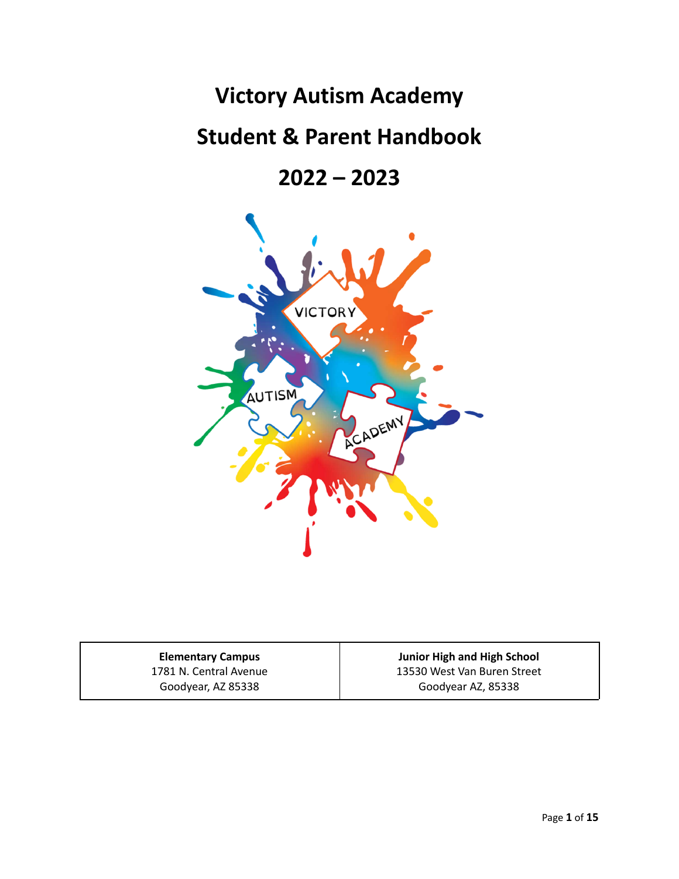# Victory Autism Academy

# Student & Parent Handbook

# 2022 – 2023

| **Elementary Campus**<br>1781 N. Central Avenue<br>Goodyear, AZ 85338 | **Junior High and High School**<br>13530 West Van Buren Street<br>Goodyear AZ, 85338 |
|---|---|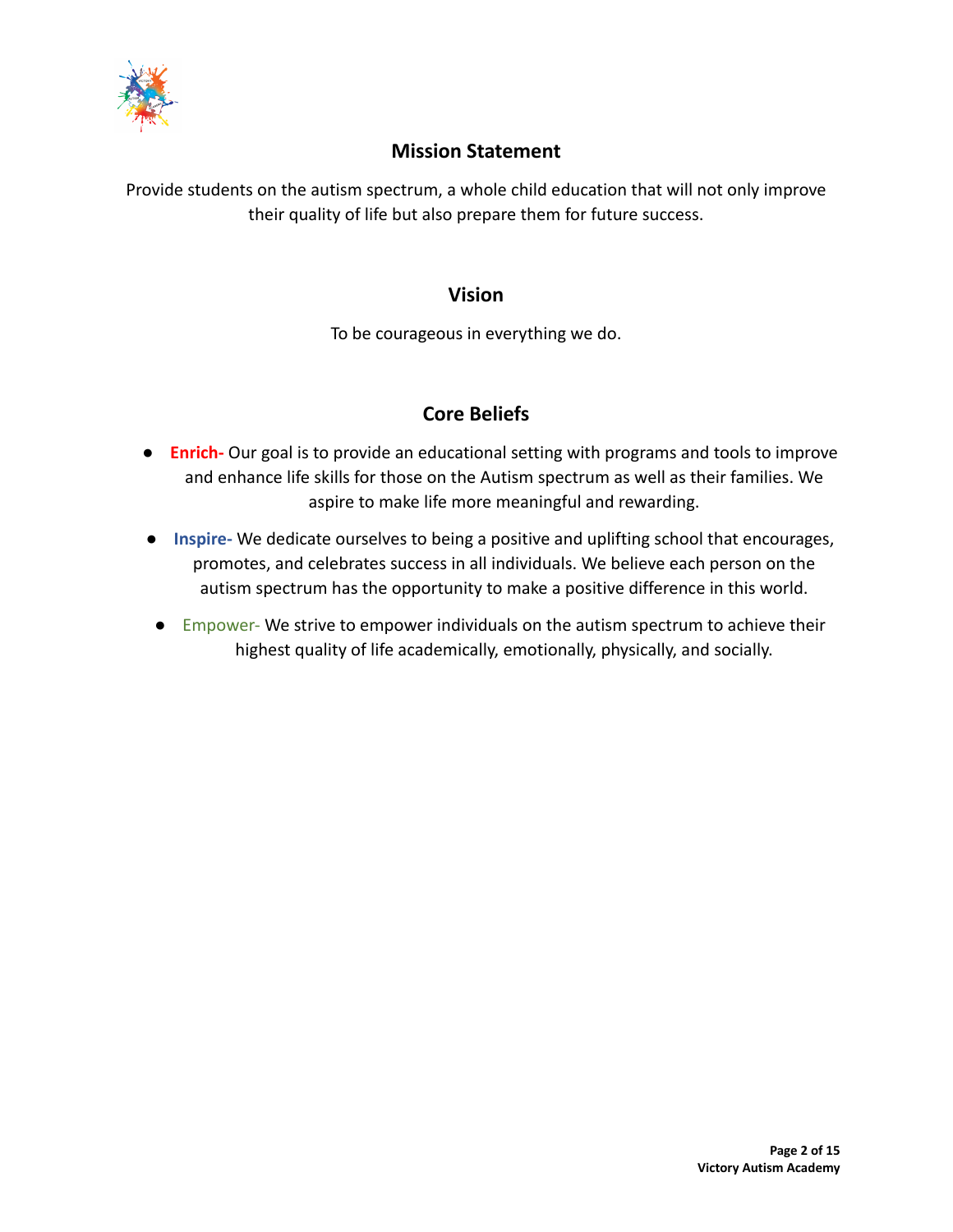## Mission Statement

Provide students on the autism spectrum, a whole child education that will not only improve their quality of life but also prepare them for future success.

## Vision

To be courageous in everything we do.

## Core Beliefs

- **Enrich-** Our goal is to provide an educational setting with programs and tools to improve and enhance life skills for those on the Autism spectrum as well as their families. We aspire to make life more meaningful and rewarding.
- **Inspire-** We dedicate ourselves to being a positive and uplifting school that encourages, promotes, and celebrates success in all individuals. We believe each person on the autism spectrum has the opportunity to make a positive difference in this world.
- Empower- We strive to empower individuals on the autism spectrum to achieve their highest quality of life academically, emotionally, physically, and socially.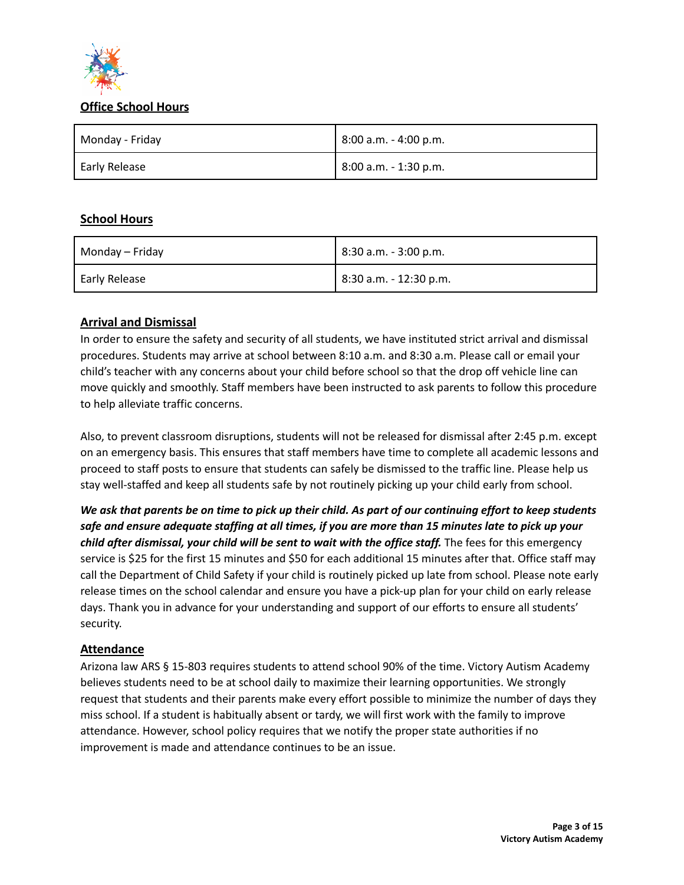## Office School Hours

| Monday - Friday | 8:00 a.m. - 4:00 p.m. |
| --- | --- |
| Early Release | 8:00 a.m. - 1:30 p.m. |

## School Hours

| Monday – Friday | 8:30 a.m. - 3:00 p.m. |
| --- | --- |
| Early Release | 8:30 a.m. - 12:30 p.m. |

## Arrival and Dismissal

In order to ensure the safety and security of all students, we have instituted strict arrival and dismissal procedures. Students may arrive at school between 8:10 a.m. and 8:30 a.m. Please call or email your child's teacher with any concerns about your child before school so that the drop off vehicle line can move quickly and smoothly. Staff members have been instructed to ask parents to follow this procedure to help alleviate traffic concerns.

Also, to prevent classroom disruptions, students will not be released for dismissal after 2:45 p.m. except on an emergency basis. This ensures that staff members have time to complete all academic lessons and proceed to staff posts to ensure that students can safely be dismissed to the traffic line. Please help us stay well-staffed and keep all students safe by not routinely picking up your child early from school.

***We ask that parents be on time to pick up their child. As part of our continuing effort to keep students safe and ensure adequate staffing at all times, if you are more than 15 minutes late to pick up your child after dismissal, your child will be sent to wait with the office staff.*** The fees for this emergency service is $25 for the first 15 minutes and $50 for each additional 15 minutes after that. Office staff may call the Department of Child Safety if your child is routinely picked up late from school. Please note early release times on the school calendar and ensure you have a pick-up plan for your child on early release days. Thank you in advance for your understanding and support of our efforts to ensure all students' security.

## Attendance

Arizona law ARS § 15-803 requires students to attend school 90% of the time. Victory Autism Academy believes students need to be at school daily to maximize their learning opportunities. We strongly request that students and their parents make every effort possible to minimize the number of days they miss school. If a student is habitually absent or tardy, we will first work with the family to improve attendance. However, school policy requires that we notify the proper state authorities if no improvement is made and attendance continues to be an issue.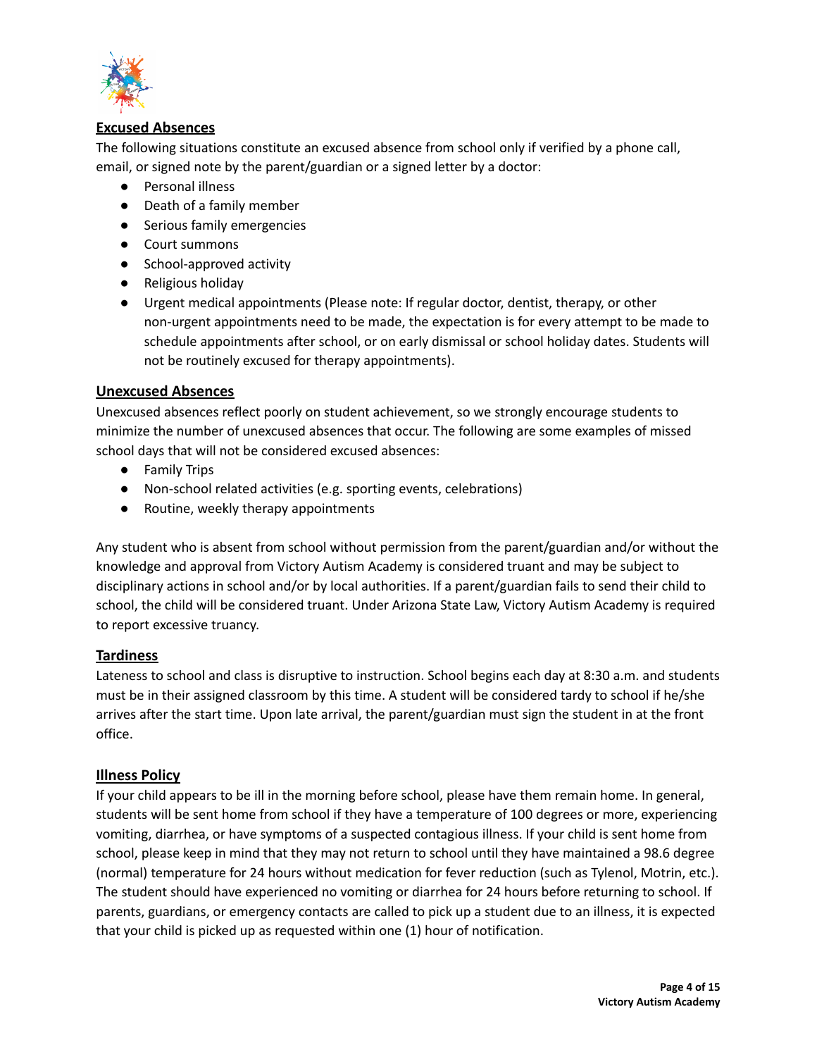## Excused Absences

The following situations constitute an excused absence from school only if verified by a phone call, email, or signed note by the parent/guardian or a signed letter by a doctor:

- Personal illness
- Death of a family member
- Serious family emergencies
- Court summons
- School-approved activity
- Religious holiday
- Urgent medical appointments (Please note: If regular doctor, dentist, therapy, or other non-urgent appointments need to be made, the expectation is for every attempt to be made to schedule appointments after school, or on early dismissal or school holiday dates. Students will not be routinely excused for therapy appointments).

## Unexcused Absences

Unexcused absences reflect poorly on student achievement, so we strongly encourage students to minimize the number of unexcused absences that occur. The following are some examples of missed school days that will not be considered excused absences:

- Family Trips
- Non-school related activities (e.g. sporting events, celebrations)
- Routine, weekly therapy appointments

Any student who is absent from school without permission from the parent/guardian and/or without the knowledge and approval from Victory Autism Academy is considered truant and may be subject to disciplinary actions in school and/or by local authorities. If a parent/guardian fails to send their child to school, the child will be considered truant. Under Arizona State Law, Victory Autism Academy is required to report excessive truancy.

## Tardiness

Lateness to school and class is disruptive to instruction. School begins each day at 8:30 a.m. and students must be in their assigned classroom by this time. A student will be considered tardy to school if he/she arrives after the start time. Upon late arrival, the parent/guardian must sign the student in at the front office.

## Illness Policy

If your child appears to be ill in the morning before school, please have them remain home. In general, students will be sent home from school if they have a temperature of 100 degrees or more, experiencing vomiting, diarrhea, or have symptoms of a suspected contagious illness. If your child is sent home from school, please keep in mind that they may not return to school until they have maintained a 98.6 degree (normal) temperature for 24 hours without medication for fever reduction (such as Tylenol, Motrin, etc.). The student should have experienced no vomiting or diarrhea for 24 hours before returning to school. If parents, guardians, or emergency contacts are called to pick up a student due to an illness, it is expected that your child is picked up as requested within one (1) hour of notification.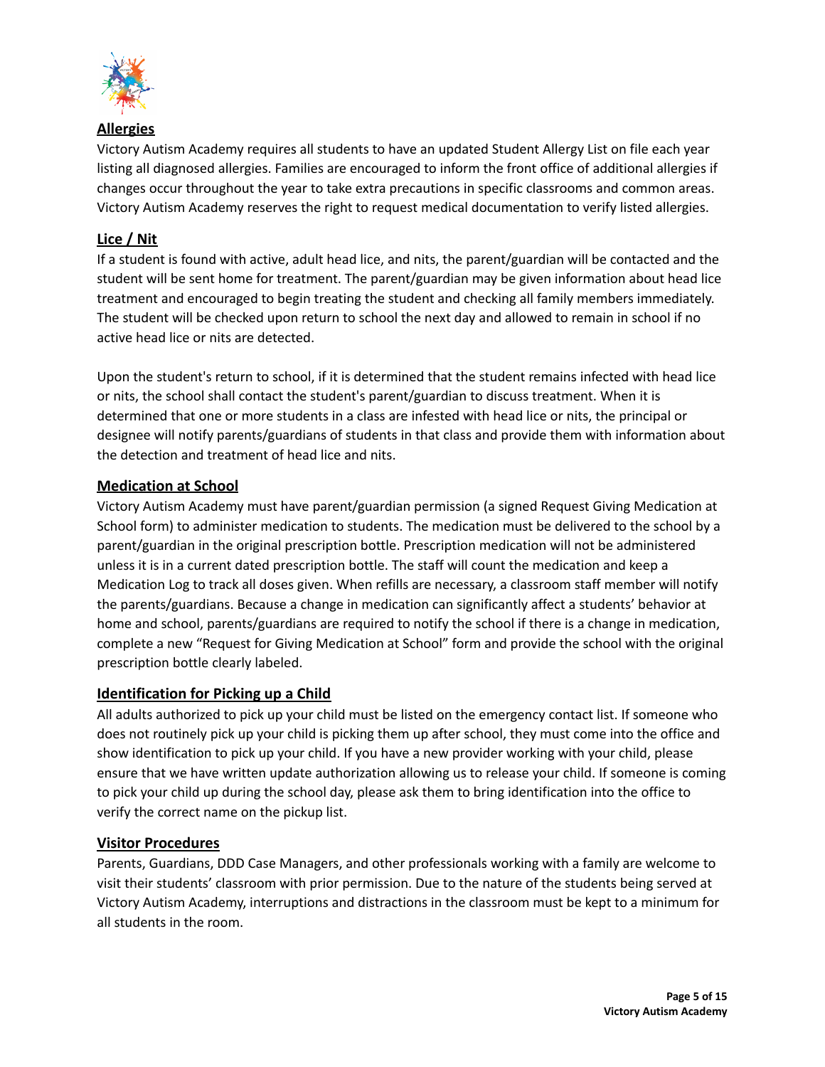## Allergies

Victory Autism Academy requires all students to have an updated Student Allergy List on file each year listing all diagnosed allergies. Families are encouraged to inform the front office of additional allergies if changes occur throughout the year to take extra precautions in specific classrooms and common areas. Victory Autism Academy reserves the right to request medical documentation to verify listed allergies.

## Lice / Nit

If a student is found with active, adult head lice, and nits, the parent/guardian will be contacted and the student will be sent home for treatment. The parent/guardian may be given information about head lice treatment and encouraged to begin treating the student and checking all family members immediately. The student will be checked upon return to school the next day and allowed to remain in school if no active head lice or nits are detected.

Upon the student's return to school, if it is determined that the student remains infected with head lice or nits, the school shall contact the student's parent/guardian to discuss treatment. When it is determined that one or more students in a class are infested with head lice or nits, the principal or designee will notify parents/guardians of students in that class and provide them with information about the detection and treatment of head lice and nits.

## Medication at School

Victory Autism Academy must have parent/guardian permission (a signed Request Giving Medication at School form) to administer medication to students. The medication must be delivered to the school by a parent/guardian in the original prescription bottle. Prescription medication will not be administered unless it is in a current dated prescription bottle. The staff will count the medication and keep a Medication Log to track all doses given. When refills are necessary, a classroom staff member will notify the parents/guardians. Because a change in medication can significantly affect a students' behavior at home and school, parents/guardians are required to notify the school if there is a change in medication, complete a new "Request for Giving Medication at School" form and provide the school with the original prescription bottle clearly labeled.

## Identification for Picking up a Child

All adults authorized to pick up your child must be listed on the emergency contact list. If someone who does not routinely pick up your child is picking them up after school, they must come into the office and show identification to pick up your child. If you have a new provider working with your child, please ensure that we have written update authorization allowing us to release your child. If someone is coming to pick your child up during the school day, please ask them to bring identification into the office to verify the correct name on the pickup list.

## Visitor Procedures

Parents, Guardians, DDD Case Managers, and other professionals working with a family are welcome to visit their students' classroom with prior permission. Due to the nature of the students being served at Victory Autism Academy, interruptions and distractions in the classroom must be kept to a minimum for all students in the room.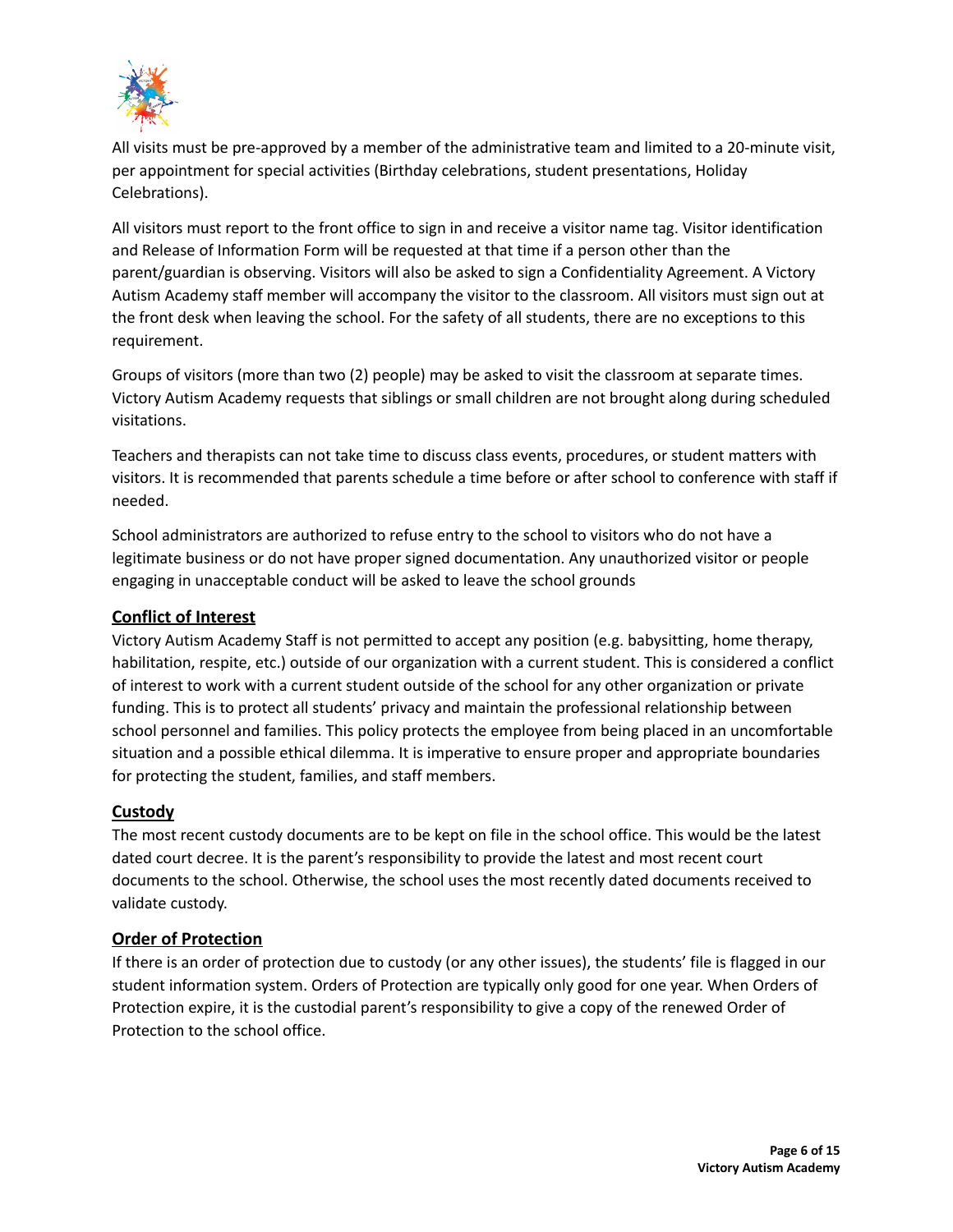All visits must be pre-approved by a member of the administrative team and limited to a 20-minute visit, per appointment for special activities (Birthday celebrations, student presentations, Holiday Celebrations).

All visitors must report to the front office to sign in and receive a visitor name tag. Visitor identification and Release of Information Form will be requested at that time if a person other than the parent/guardian is observing. Visitors will also be asked to sign a Confidentiality Agreement. A Victory Autism Academy staff member will accompany the visitor to the classroom. All visitors must sign out at the front desk when leaving the school. For the safety of all students, there are no exceptions to this requirement.

Groups of visitors (more than two (2) people) may be asked to visit the classroom at separate times. Victory Autism Academy requests that siblings or small children are not brought along during scheduled visitations.

Teachers and therapists can not take time to discuss class events, procedures, or student matters with visitors. It is recommended that parents schedule a time before or after school to conference with staff if needed.

School administrators are authorized to refuse entry to the school to visitors who do not have a legitimate business or do not have proper signed documentation. Any unauthorized visitor or people engaging in unacceptable conduct will be asked to leave the school grounds

## Conflict of Interest

Victory Autism Academy Staff is not permitted to accept any position (e.g. babysitting, home therapy, habilitation, respite, etc.) outside of our organization with a current student. This is considered a conflict of interest to work with a current student outside of the school for any other organization or private funding. This is to protect all students' privacy and maintain the professional relationship between school personnel and families. This policy protects the employee from being placed in an uncomfortable situation and a possible ethical dilemma. It is imperative to ensure proper and appropriate boundaries for protecting the student, families, and staff members.

## Custody

The most recent custody documents are to be kept on file in the school office. This would be the latest dated court decree. It is the parent's responsibility to provide the latest and most recent court documents to the school. Otherwise, the school uses the most recently dated documents received to validate custody.

## Order of Protection

If there is an order of protection due to custody (or any other issues), the students' file is flagged in our student information system. Orders of Protection are typically only good for one year. When Orders of Protection expire, it is the custodial parent's responsibility to give a copy of the renewed Order of Protection to the school office.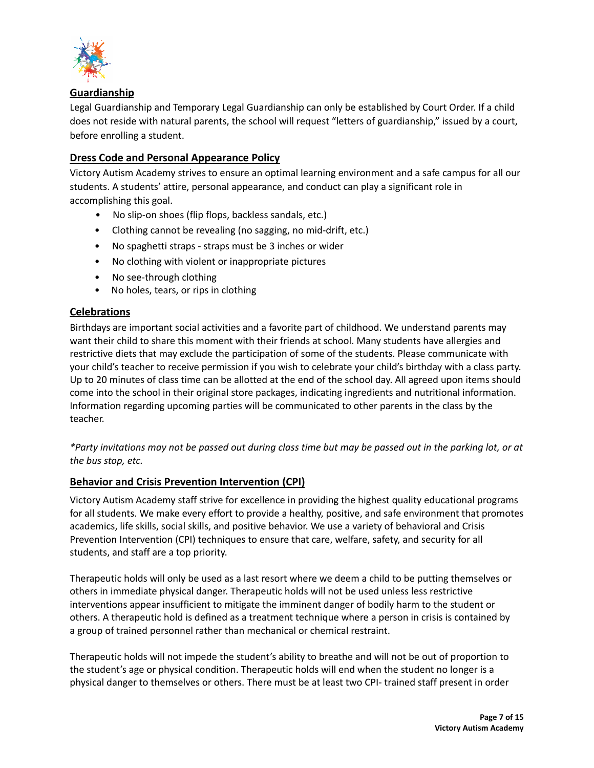## Guardianship

Legal Guardianship and Temporary Legal Guardianship can only be established by Court Order. If a child does not reside with natural parents, the school will request "letters of guardianship," issued by a court, before enrolling a student.

## Dress Code and Personal Appearance Policy

Victory Autism Academy strives to ensure an optimal learning environment and a safe campus for all our students. A students' attire, personal appearance, and conduct can play a significant role in accomplishing this goal.

- No slip-on shoes (flip flops, backless sandals, etc.)
- Clothing cannot be revealing (no sagging, no mid-drift, etc.)
- No spaghetti straps - straps must be 3 inches or wider
- No clothing with violent or inappropriate pictures
- No see-through clothing
- No holes, tears, or rips in clothing

## Celebrations

Birthdays are important social activities and a favorite part of childhood. We understand parents may want their child to share this moment with their friends at school. Many students have allergies and restrictive diets that may exclude the participation of some of the students. Please communicate with your child's teacher to receive permission if you wish to celebrate your child's birthday with a class party. Up to 20 minutes of class time can be allotted at the end of the school day. All agreed upon items should come into the school in their original store packages, indicating ingredients and nutritional information. Information regarding upcoming parties will be communicated to other parents in the class by the teacher.

*\*Party invitations may not be passed out during class time but may be passed out in the parking lot, or at the bus stop, etc.*

## Behavior and Crisis Prevention Intervention (CPI)

Victory Autism Academy staff strive for excellence in providing the highest quality educational programs for all students. We make every effort to provide a healthy, positive, and safe environment that promotes academics, life skills, social skills, and positive behavior. We use a variety of behavioral and Crisis Prevention Intervention (CPI) techniques to ensure that care, welfare, safety, and security for all students, and staff are a top priority.

Therapeutic holds will only be used as a last resort where we deem a child to be putting themselves or others in immediate physical danger. Therapeutic holds will not be used unless less restrictive interventions appear insufficient to mitigate the imminent danger of bodily harm to the student or others. A therapeutic hold is defined as a treatment technique where a person in crisis is contained by a group of trained personnel rather than mechanical or chemical restraint.

Therapeutic holds will not impede the student's ability to breathe and will not be out of proportion to the student's age or physical condition. Therapeutic holds will end when the student no longer is a physical danger to themselves or others. There must be at least two CPI- trained staff present in order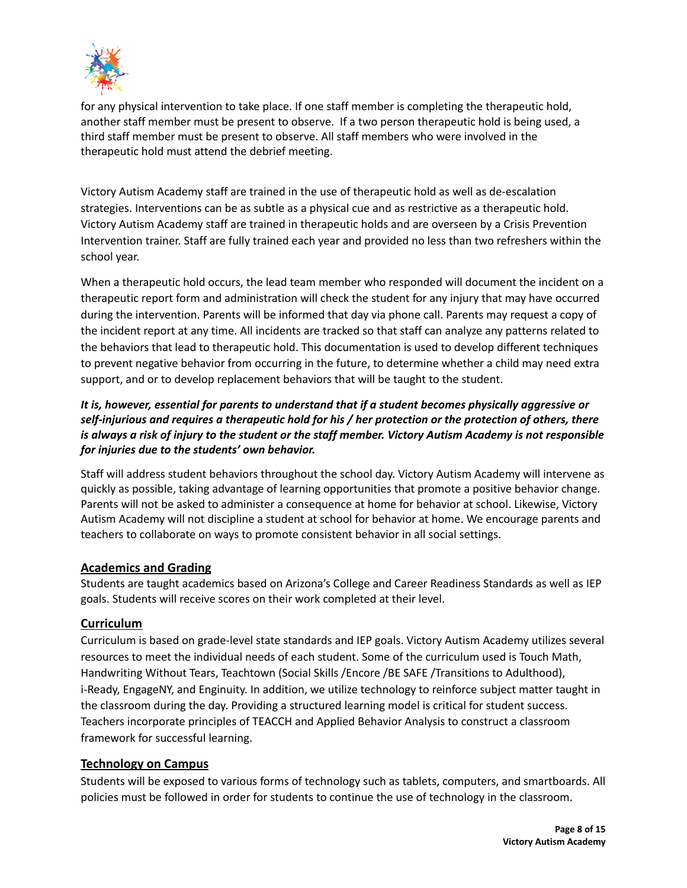for any physical intervention to take place. If one staff member is completing the therapeutic hold, another staff member must be present to observe. If a two person therapeutic hold is being used, a third staff member must be present to observe. All staff members who were involved in the therapeutic hold must attend the debrief meeting.

Victory Autism Academy staff are trained in the use of therapeutic hold as well as de-escalation strategies. Interventions can be as subtle as a physical cue and as restrictive as a therapeutic hold. Victory Autism Academy staff are trained in therapeutic holds and are overseen by a Crisis Prevention Intervention trainer. Staff are fully trained each year and provided no less than two refreshers within the school year.

When a therapeutic hold occurs, the lead team member who responded will document the incident on a therapeutic report form and administration will check the student for any injury that may have occurred during the intervention. Parents will be informed that day via phone call. Parents may request a copy of the incident report at any time. All incidents are tracked so that staff can analyze any patterns related to the behaviors that lead to therapeutic hold. This documentation is used to develop different techniques to prevent negative behavior from occurring in the future, to determine whether a child may need extra support, and or to develop replacement behaviors that will be taught to the student.

***It is, however, essential for parents to understand that if a student becomes physically aggressive or self-injurious and requires a therapeutic hold for his / her protection or the protection of others, there is always a risk of injury to the student or the staff member. Victory Autism Academy is not responsible for injuries due to the students' own behavior.***

Staff will address student behaviors throughout the school day. Victory Autism Academy will intervene as quickly as possible, taking advantage of learning opportunities that promote a positive behavior change. Parents will not be asked to administer a consequence at home for behavior at school. Likewise, Victory Autism Academy will not discipline a student at school for behavior at home. We encourage parents and teachers to collaborate on ways to promote consistent behavior in all social settings.

## Academics and Grading

Students are taught academics based on Arizona's College and Career Readiness Standards as well as IEP goals. Students will receive scores on their work completed at their level.

## Curriculum

Curriculum is based on grade-level state standards and IEP goals. Victory Autism Academy utilizes several resources to meet the individual needs of each student. Some of the curriculum used is Touch Math, Handwriting Without Tears, Teachtown (Social Skills /Encore /BE SAFE /Transitions to Adulthood), i-Ready, EngageNY, and Enginuity. In addition, we utilize technology to reinforce subject matter taught in the classroom during the day. Providing a structured learning model is critical for student success. Teachers incorporate principles of TEACCH and Applied Behavior Analysis to construct a classroom framework for successful learning.

## Technology on Campus

Students will be exposed to various forms of technology such as tablets, computers, and smartboards. All policies must be followed in order for students to continue the use of technology in the classroom.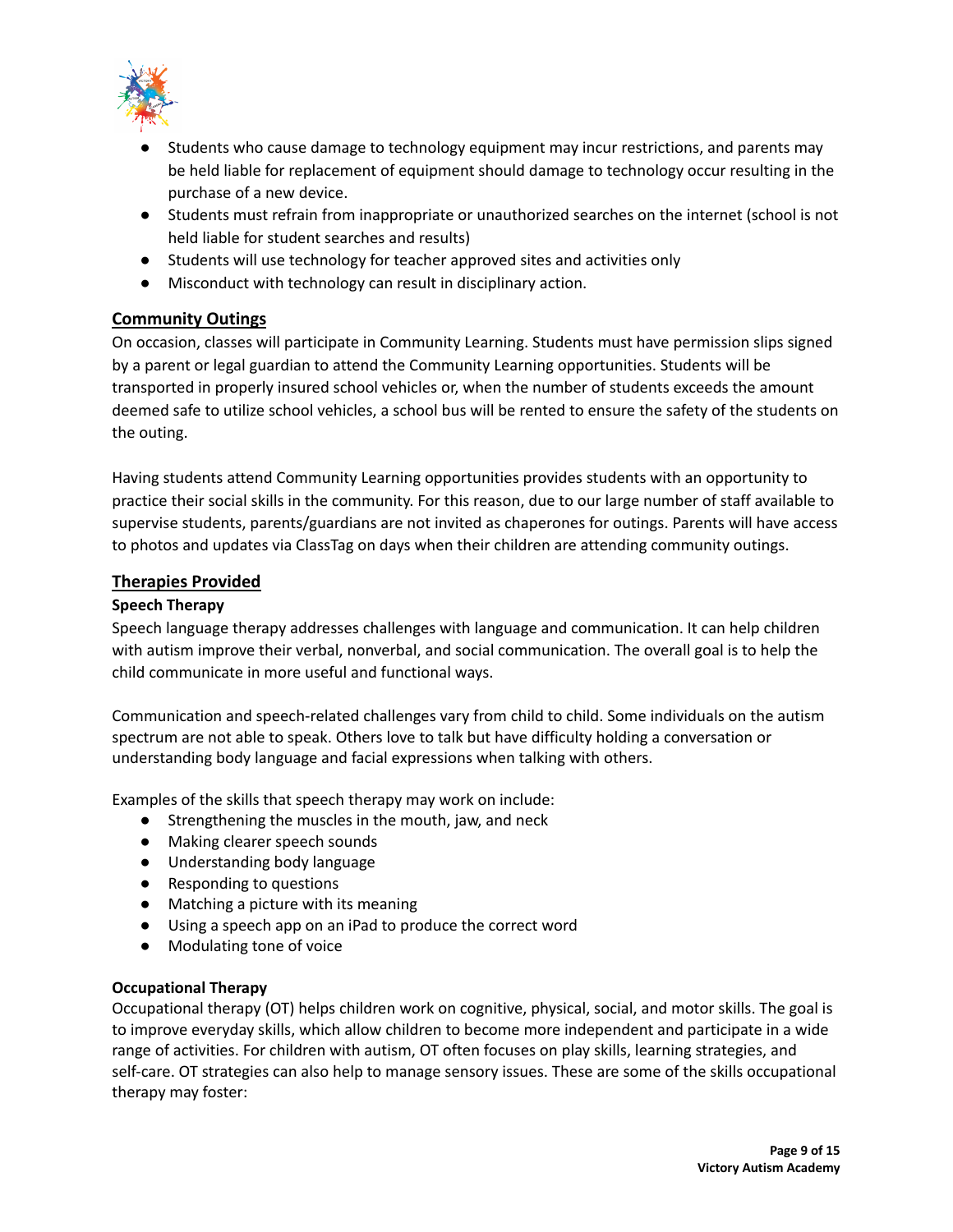- Students who cause damage to technology equipment may incur restrictions, and parents may be held liable for replacement of equipment should damage to technology occur resulting in the purchase of a new device.
- Students must refrain from inappropriate or unauthorized searches on the internet (school is not held liable for student searches and results)
- Students will use technology for teacher approved sites and activities only
- Misconduct with technology can result in disciplinary action.

## Community Outings

On occasion, classes will participate in Community Learning. Students must have permission slips signed by a parent or legal guardian to attend the Community Learning opportunities. Students will be transported in properly insured school vehicles or, when the number of students exceeds the amount deemed safe to utilize school vehicles, a school bus will be rented to ensure the safety of the students on the outing.

Having students attend Community Learning opportunities provides students with an opportunity to practice their social skills in the community. For this reason, due to our large number of staff available to supervise students, parents/guardians are not invited as chaperones for outings. Parents will have access to photos and updates via ClassTag on days when their children are attending community outings.

## Therapies Provided

### Speech Therapy

Speech language therapy addresses challenges with language and communication. It can help children with autism improve their verbal, nonverbal, and social communication. The overall goal is to help the child communicate in more useful and functional ways.

Communication and speech-related challenges vary from child to child. Some individuals on the autism spectrum are not able to speak. Others love to talk but have difficulty holding a conversation or understanding body language and facial expressions when talking with others.

Examples of the skills that speech therapy may work on include:

- Strengthening the muscles in the mouth, jaw, and neck
- Making clearer speech sounds
- Understanding body language
- Responding to questions
- Matching a picture with its meaning
- Using a speech app on an iPad to produce the correct word
- Modulating tone of voice

### Occupational Therapy

Occupational therapy (OT) helps children work on cognitive, physical, social, and motor skills. The goal is to improve everyday skills, which allow children to become more independent and participate in a wide range of activities. For children with autism, OT often focuses on play skills, learning strategies, and self-care. OT strategies can also help to manage sensory issues. These are some of the skills occupational therapy may foster: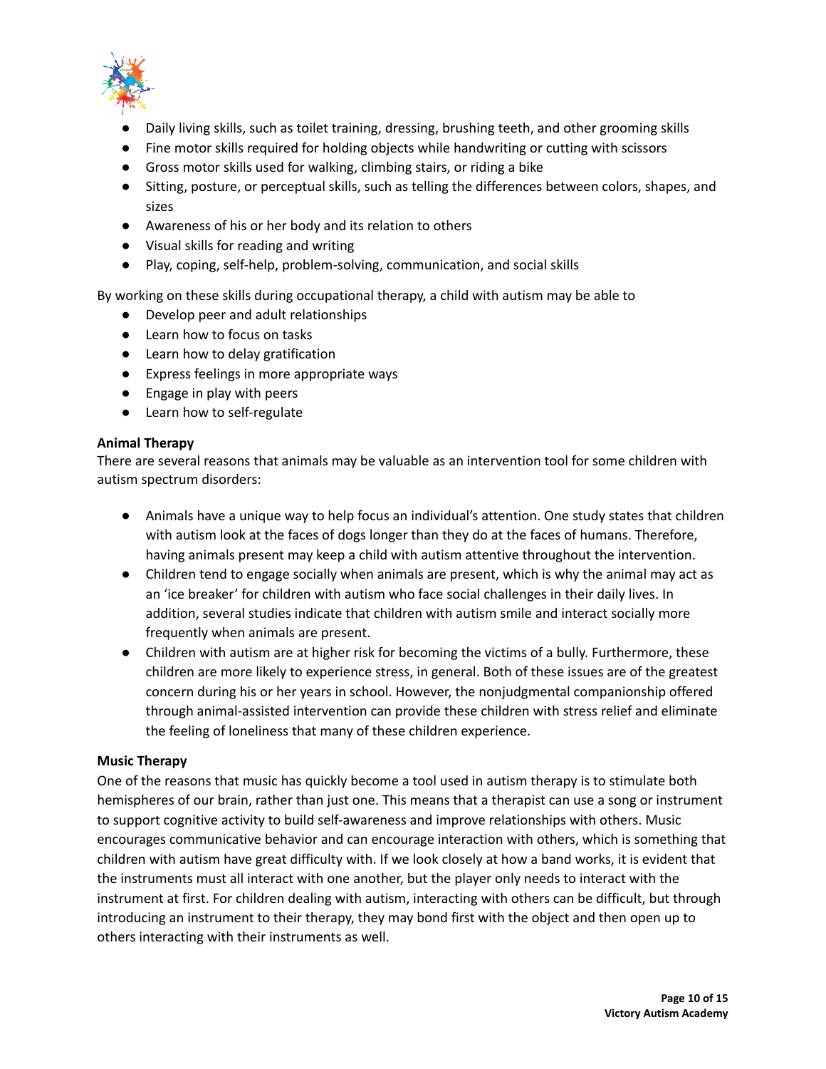- Daily living skills, such as toilet training, dressing, brushing teeth, and other grooming skills
- Fine motor skills required for holding objects while handwriting or cutting with scissors
- Gross motor skills used for walking, climbing stairs, or riding a bike
- Sitting, posture, or perceptual skills, such as telling the differences between colors, shapes, and sizes
- Awareness of his or her body and its relation to others
- Visual skills for reading and writing
- Play, coping, self-help, problem-solving, communication, and social skills

By working on these skills during occupational therapy, a child with autism may be able to

- Develop peer and adult relationships
- Learn how to focus on tasks
- Learn how to delay gratification
- Express feelings in more appropriate ways
- Engage in play with peers
- Learn how to self-regulate

**Animal Therapy**

There are several reasons that animals may be valuable as an intervention tool for some children with autism spectrum disorders:

- Animals have a unique way to help focus an individual's attention. One study states that children with autism look at the faces of dogs longer than they do at the faces of humans. Therefore, having animals present may keep a child with autism attentive throughout the intervention.
- Children tend to engage socially when animals are present, which is why the animal may act as an 'ice breaker' for children with autism who face social challenges in their daily lives. In addition, several studies indicate that children with autism smile and interact socially more frequently when animals are present.
- Children with autism are at higher risk for becoming the victims of a bully. Furthermore, these children are more likely to experience stress, in general. Both of these issues are of the greatest concern during his or her years in school. However, the nonjudgmental companionship offered through animal-assisted intervention can provide these children with stress relief and eliminate the feeling of loneliness that many of these children experience.

**Music Therapy**

One of the reasons that music has quickly become a tool used in autism therapy is to stimulate both hemispheres of our brain, rather than just one. This means that a therapist can use a song or instrument to support cognitive activity to build self-awareness and improve relationships with others. Music encourages communicative behavior and can encourage interaction with others, which is something that children with autism have great difficulty with. If we look closely at how a band works, it is evident that the instruments must all interact with one another, but the player only needs to interact with the instrument at first. For children dealing with autism, interacting with others can be difficult, but through introducing an instrument to their therapy, they may bond first with the object and then open up to others interacting with their instruments as well.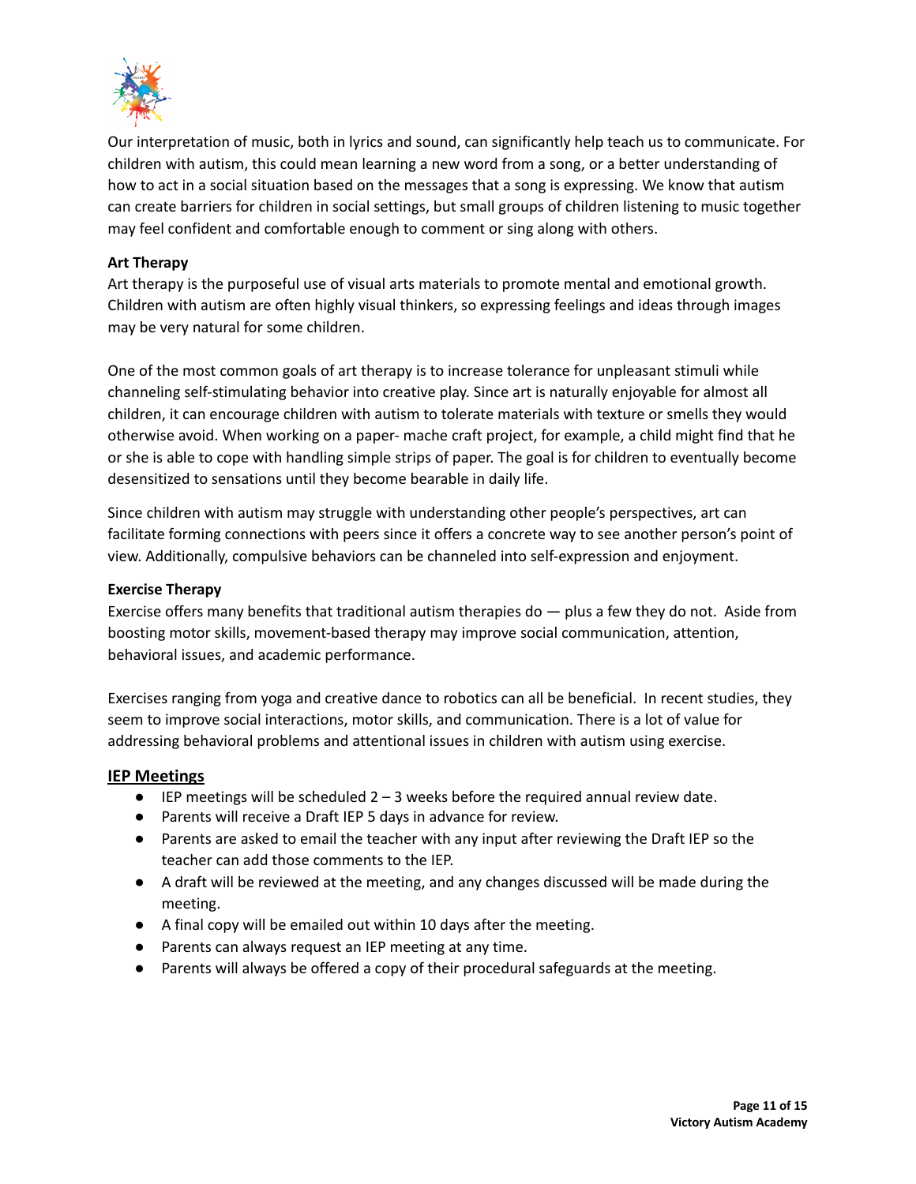Our interpretation of music, both in lyrics and sound, can significantly help teach us to communicate. For children with autism, this could mean learning a new word from a song, or a better understanding of how to act in a social situation based on the messages that a song is expressing. We know that autism can create barriers for children in social settings, but small groups of children listening to music together may feel confident and comfortable enough to comment or sing along with others.

**Art Therapy**
Art therapy is the purposeful use of visual arts materials to promote mental and emotional growth. Children with autism are often highly visual thinkers, so expressing feelings and ideas through images may be very natural for some children.

One of the most common goals of art therapy is to increase tolerance for unpleasant stimuli while channeling self-stimulating behavior into creative play. Since art is naturally enjoyable for almost all children, it can encourage children with autism to tolerate materials with texture or smells they would otherwise avoid. When working on a paper- mache craft project, for example, a child might find that he or she is able to cope with handling simple strips of paper. The goal is for children to eventually become desensitized to sensations until they become bearable in daily life.

Since children with autism may struggle with understanding other people's perspectives, art can facilitate forming connections with peers since it offers a concrete way to see another person's point of view. Additionally, compulsive behaviors can be channeled into self-expression and enjoyment.

**Exercise Therapy**
Exercise offers many benefits that traditional autism therapies do — plus a few they do not. Aside from boosting motor skills, movement-based therapy may improve social communication, attention, behavioral issues, and academic performance.

Exercises ranging from yoga and creative dance to robotics can all be beneficial. In recent studies, they seem to improve social interactions, motor skills, and communication. There is a lot of value for addressing behavioral problems and attentional issues in children with autism using exercise.

## IEP Meetings

- IEP meetings will be scheduled 2 – 3 weeks before the required annual review date.
- Parents will receive a Draft IEP 5 days in advance for review.
- Parents are asked to email the teacher with any input after reviewing the Draft IEP so the teacher can add those comments to the IEP.
- A draft will be reviewed at the meeting, and any changes discussed will be made during the meeting.
- A final copy will be emailed out within 10 days after the meeting.
- Parents can always request an IEP meeting at any time.
- Parents will always be offered a copy of their procedural safeguards at the meeting.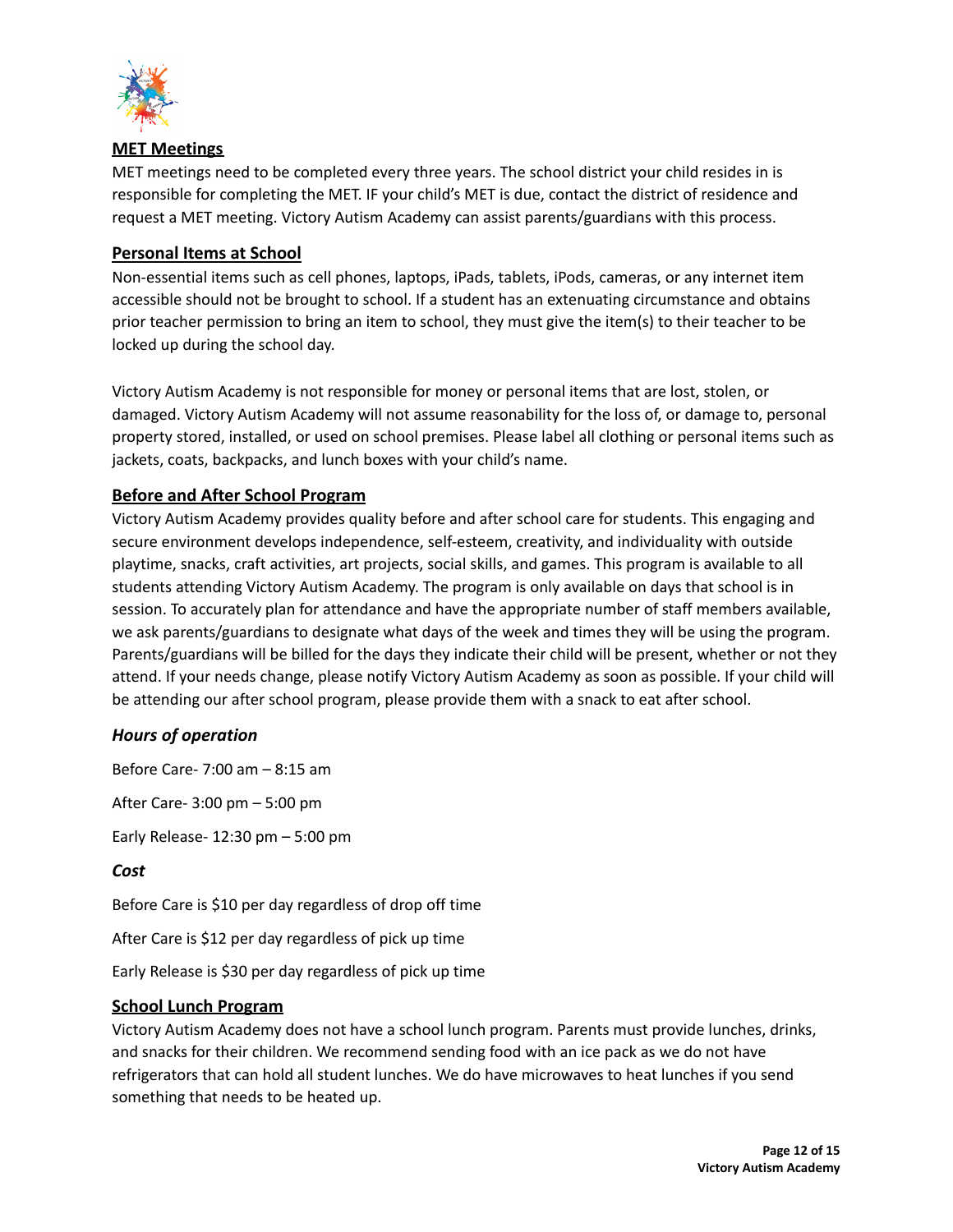## MET Meetings

MET meetings need to be completed every three years. The school district your child resides in is responsible for completing the MET. IF your child's MET is due, contact the district of residence and request a MET meeting. Victory Autism Academy can assist parents/guardians with this process.

## Personal Items at School

Non-essential items such as cell phones, laptops, iPads, tablets, iPods, cameras, or any internet item accessible should not be brought to school. If a student has an extenuating circumstance and obtains prior teacher permission to bring an item to school, they must give the item(s) to their teacher to be locked up during the school day.

Victory Autism Academy is not responsible for money or personal items that are lost, stolen, or damaged. Victory Autism Academy will not assume reasonability for the loss of, or damage to, personal property stored, installed, or used on school premises. Please label all clothing or personal items such as jackets, coats, backpacks, and lunch boxes with your child's name.

## Before and After School Program

Victory Autism Academy provides quality before and after school care for students. This engaging and secure environment develops independence, self-esteem, creativity, and individuality with outside playtime, snacks, craft activities, art projects, social skills, and games. This program is available to all students attending Victory Autism Academy. The program is only available on days that school is in session. To accurately plan for attendance and have the appropriate number of staff members available, we ask parents/guardians to designate what days of the week and times they will be using the program. Parents/guardians will be billed for the days they indicate their child will be present, whether or not they attend. If your needs change, please notify Victory Autism Academy as soon as possible. If your child will be attending our after school program, please provide them with a snack to eat after school.

### *Hours of operation*

Before Care- 7:00 am – 8:15 am

After Care- 3:00 pm – 5:00 pm

Early Release- 12:30 pm – 5:00 pm

### *Cost*

Before Care is $10 per day regardless of drop off time

After Care is $12 per day regardless of pick up time

Early Release is $30 per day regardless of pick up time

## School Lunch Program

Victory Autism Academy does not have a school lunch program. Parents must provide lunches, drinks, and snacks for their children. We recommend sending food with an ice pack as we do not have refrigerators that can hold all student lunches. We do have microwaves to heat lunches if you send something that needs to be heated up.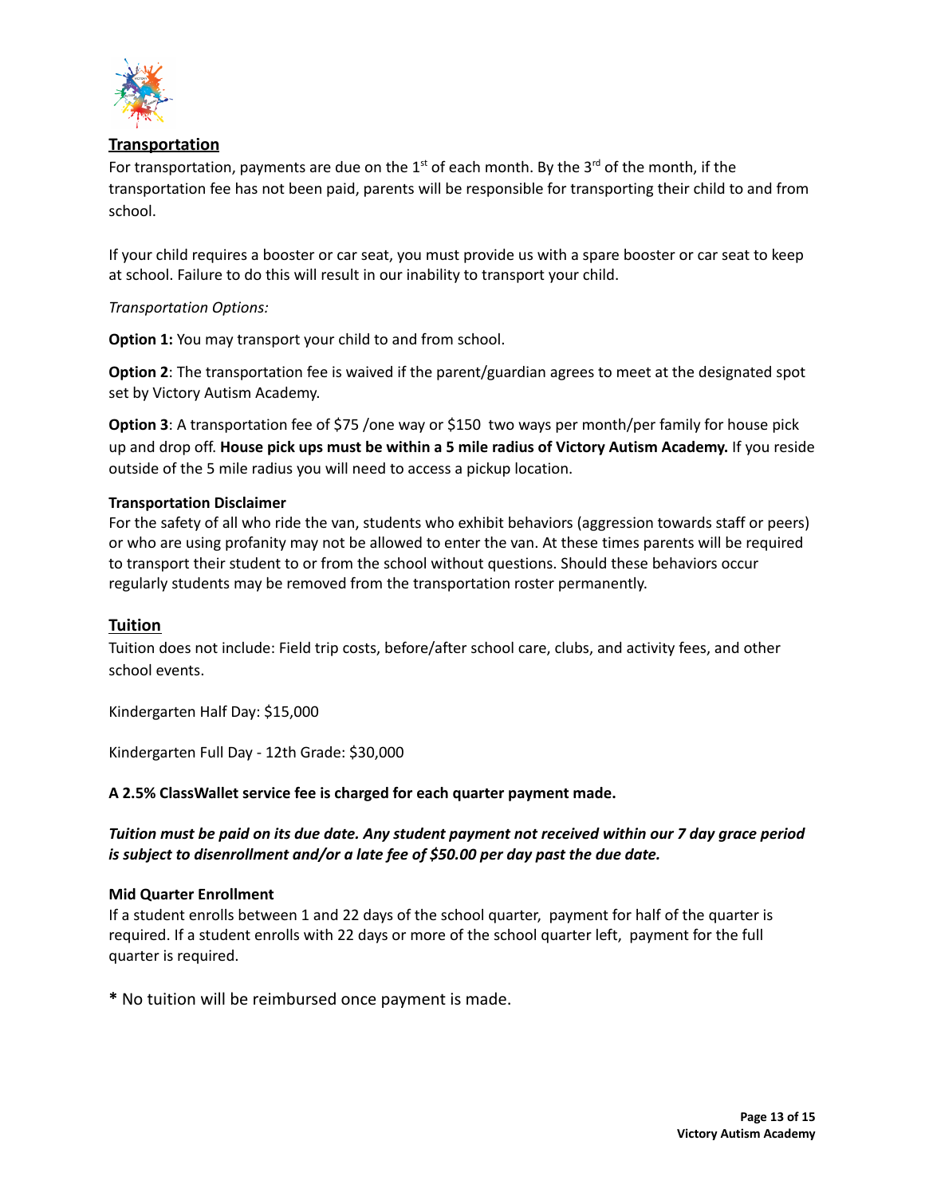## Transportation

For transportation, payments are due on the 1st of each month. By the 3rd of the month, if the transportation fee has not been paid, parents will be responsible for transporting their child to and from school.

If your child requires a booster or car seat, you must provide us with a spare booster or car seat to keep at school. Failure to do this will result in our inability to transport your child.

*Transportation Options:*

**Option 1:** You may transport your child to and from school.

**Option 2**: The transportation fee is waived if the parent/guardian agrees to meet at the designated spot set by Victory Autism Academy.

**Option 3**: A transportation fee of $75 /one way or $150 two ways per month/per family for house pick up and drop off. **House pick ups must be within a 5 mile radius of Victory Autism Academy.** If you reside outside of the 5 mile radius you will need to access a pickup location.

**Transportation Disclaimer**

For the safety of all who ride the van, students who exhibit behaviors (aggression towards staff or peers) or who are using profanity may not be allowed to enter the van. At these times parents will be required to transport their student to or from the school without questions. Should these behaviors occur regularly students may be removed from the transportation roster permanently.

## Tuition

Tuition does not include: Field trip costs, before/after school care, clubs, and activity fees, and other school events.

Kindergarten Half Day: $15,000

Kindergarten Full Day - 12th Grade: $30,000

**A 2.5% ClassWallet service fee is charged for each quarter payment made.**

***Tuition must be paid on its due date. Any student payment not received within our 7 day grace period is subject to disenrollment and/or a late fee of $50.00 per day past the due date.***

**Mid Quarter Enrollment**

If a student enrolls between 1 and 22 days of the school quarter, payment for half of the quarter is required. If a student enrolls with 22 days or more of the school quarter left, payment for the full quarter is required.

**\*** No tuition will be reimbursed once payment is made.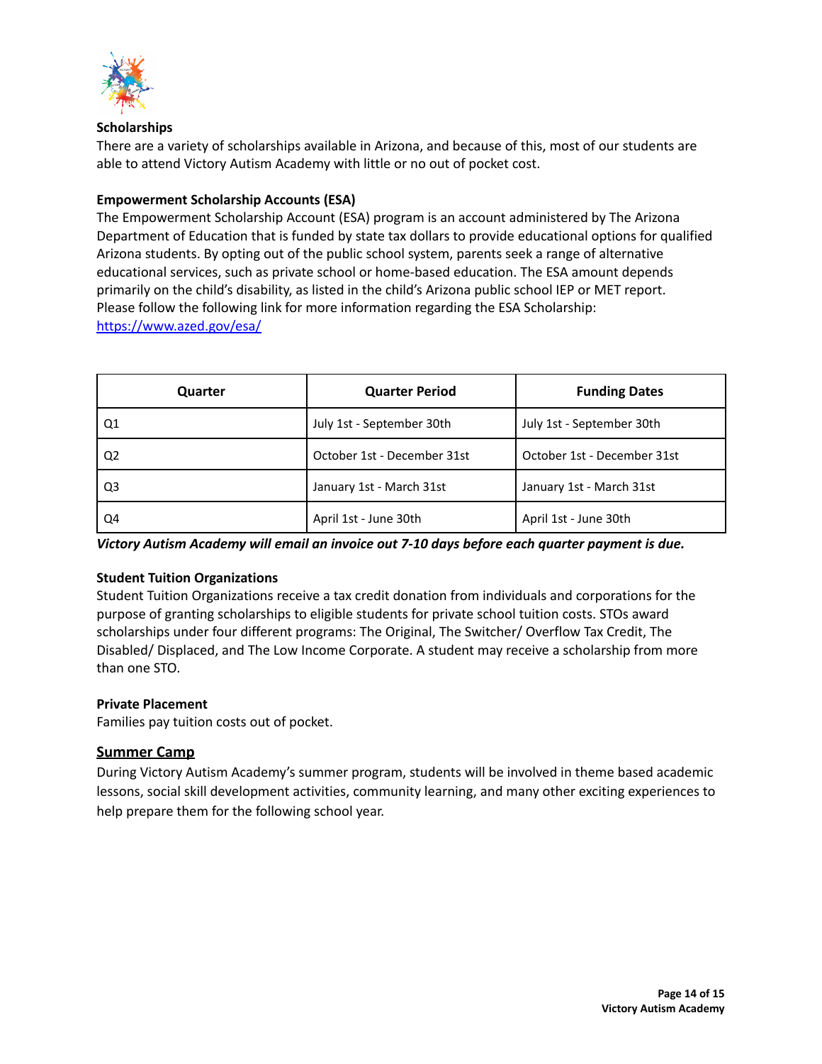## Scholarships

There are a variety of scholarships available in Arizona, and because of this, most of our students are able to attend Victory Autism Academy with little or no out of pocket cost.

### Empowerment Scholarship Accounts (ESA)

The Empowerment Scholarship Account (ESA) program is an account administered by The Arizona Department of Education that is funded by state tax dollars to provide educational options for qualified Arizona students. By opting out of the public school system, parents seek a range of alternative educational services, such as private school or home-based education. The ESA amount depends primarily on the child's disability, as listed in the child's Arizona public school IEP or MET report. Please follow the following link for more information regarding the ESA Scholarship: [https://www.azed.gov/esa/](https://www.azed.gov/esa/)

| Quarter | Quarter Period | Funding Dates |
|---|---|---|
| Q1 | July 1st - September 30th | July 1st - September 30th |
| Q2 | October 1st - December 31st | October 1st - December 31st |
| Q3 | January 1st - March 31st | January 1st - March 31st |
| Q4 | April 1st - June 30th | April 1st - June 30th |

***Victory Autism Academy will email an invoice out 7-10 days before each quarter payment is due.***

### Student Tuition Organizations

Student Tuition Organizations receive a tax credit donation from individuals and corporations for the purpose of granting scholarships to eligible students for private school tuition costs. STOs award scholarships under four different programs: The Original, The Switcher/ Overflow Tax Credit, The Disabled/ Displaced, and The Low Income Corporate. A student may receive a scholarship from more than one STO.

### Private Placement

Families pay tuition costs out of pocket.

## Summer Camp

During Victory Autism Academy's summer program, students will be involved in theme based academic lessons, social skill development activities, community learning, and many other exciting experiences to help prepare them for the following school year.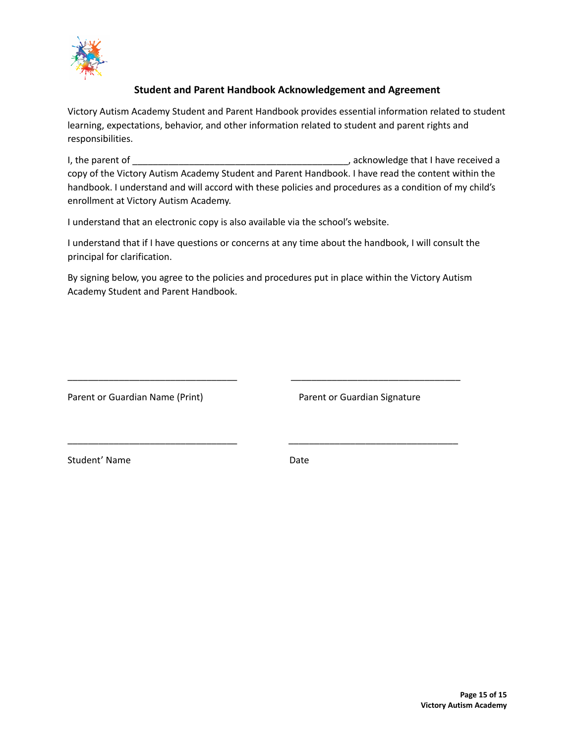## Student and Parent Handbook Acknowledgement and Agreement

Victory Autism Academy Student and Parent Handbook provides essential information related to student learning, expectations, behavior, and other information related to student and parent rights and responsibilities.

I, the parent of ________________________________________, acknowledge that I have received a copy of the Victory Autism Academy Student and Parent Handbook. I have read the content within the handbook. I understand and will accord with these policies and procedures as a condition of my child's enrollment at Victory Autism Academy.

I understand that an electronic copy is also available via the school's website.

I understand that if I have questions or concerns at any time about the handbook, I will consult the principal for clarification.

By signing below, you agree to the policies and procedures put in place within the Victory Autism Academy Student and Parent Handbook.

________________________________ ________________________________

Parent or Guardian Name (Print) Parent or Guardian Signature

________________________________ ________________________________

Student' Name Date